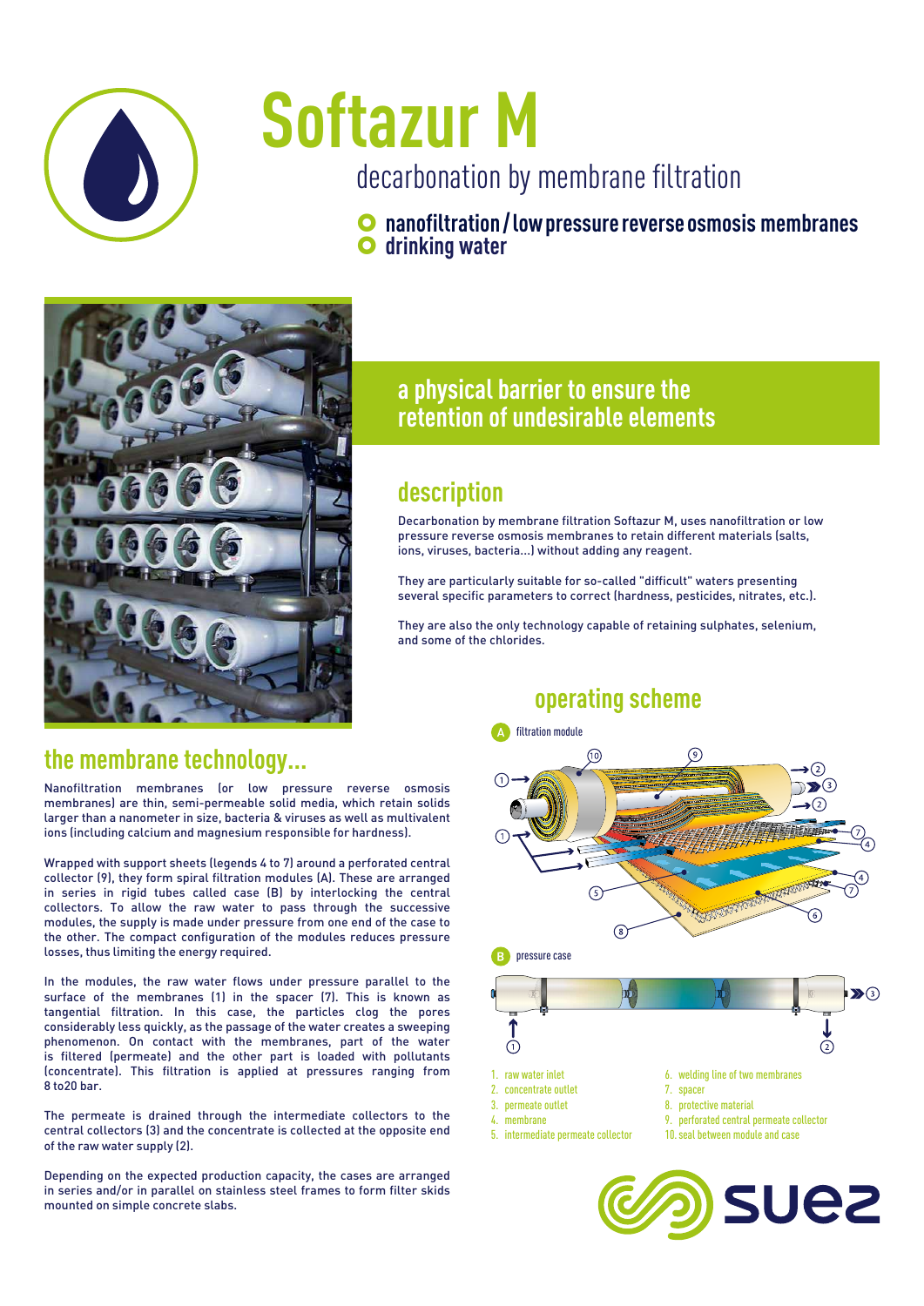# Softazur M

decarbonation by membrane filtration

- **nanofiltration / low pressure reverse osmosis membranes**
- **drinking water**

## a physical barrier to ensure the retention of undesirable elements

## description

Decarbonation by membrane filtration Softazur M, uses nanofiltration or low pressure reverse osmosis membranes to retain different materials (salts, ions, viruses, bacteria...) without adding any reagent.

They are particularly suitable for so-called "difficult" waters presenting several specific parameters to correct (hardness, pesticides, nitrates, etc.).

They are also the only technology capable of retaining sulphates, selenium, and some of the chlorides.

## the membrane technology...

Nanofiltration membranes (or low pressure reverse osmosis membranes) are thin, semi-permeable solid media, which retain solids larger than a nanometer in size, bacteria & viruses as well as multivalent ions (including calcium and magnesium responsible for hardness).

Wrapped with support sheets (legends 4 to 7) around a perforated central collector (9), they form spiral filtration modules (A). These are arranged in series in rigid tubes called case (B) by interlocking the central collectors. To allow the raw water to pass through the successive modules, the supply is made under pressure from one end of the case to the other. The compact configuration of the modules reduces pressure losses, thus limiting the energy required.

In the modules, the raw water flows under pressure parallel to the surface of the membranes (1) in the spacer (7). This is known as tangential filtration. In this case, the particles clog the pores considerably less quickly, as the passage of the water creates a sweeping phenomenon. On contact with the membranes, part of the water is filtered (permeate) and the other part is loaded with pollutants (concentrate). This filtration is applied at pressures ranging from 8 to20 bar.

The permeate is drained through the intermediate collectors to the central collectors (3) and the concentrate is collected at the opposite end of the raw water supply (2).

Depending on the expected production capacity, the cases are arranged in series and/or in parallel on stainless steel frames to form filter skids mounted on simple concrete slabs.

## operating scheme

A filtration module

B pressure case

1. raw water inlet
2. concentrate outlet
3. permeate outlet
4. membrane
5. intermediate permeate collector
6. welding line of two membranes
7. spacer
8. protective material
9. perforated central permeate collector
10. seal between module and case

suez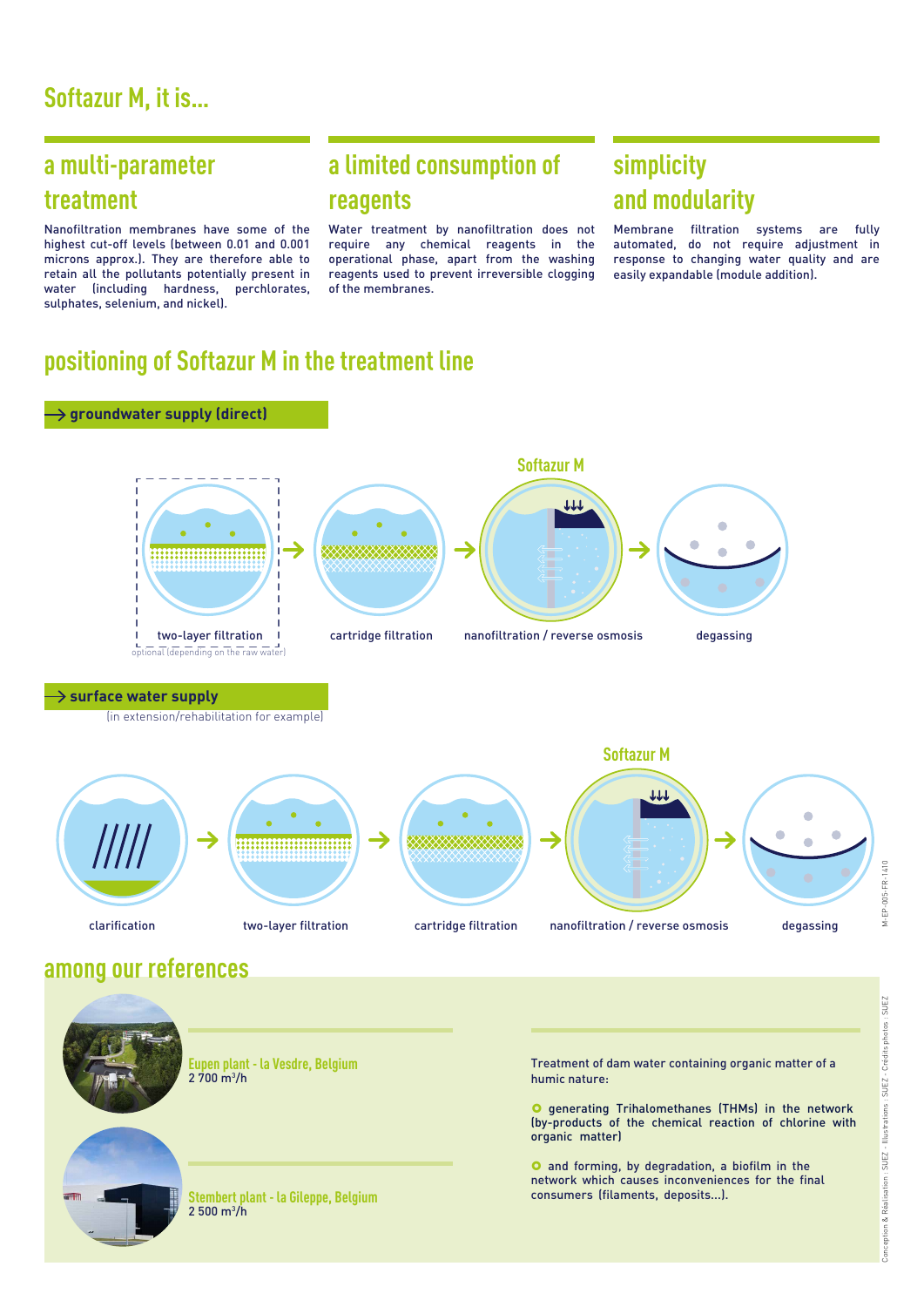## Softazur M, it is...

### a multi-parameter treatment

Nanofiltration membranes have some of the highest cut-off levels (between 0.01 and 0.001 microns approx.). They are therefore able to retain all the pollutants potentially present in water (including hardness, perchlorates, sulphates, selenium, and nickel).

### a limited consumption of reagents

Water treatment by nanofiltration does not require any chemical reagents in the operational phase, apart from the washing reagents used to prevent irreversible clogging of the membranes.

### simplicity and modularity

Membrane filtration systems are fully automated, do not require adjustment in response to changing water quality and are easily expandable (module addition).

## positioning of Softazur M in the treatment line

**→ groundwater supply (direct)**

two-layer filtration → cartridge filtration → nanofiltration / reverse osmosis (Softazur M) → degassing

optional (depending on the raw water)

**→ surface water supply**

(in extension/rehabilitation for example)

clarification → two-layer filtration → cartridge filtration → nanofiltration / reverse osmosis (Softazur M) → degassing

## among our references

**Eupen plant - la Vesdre, Belgium**
2 700 m³/h

**Stembert plant - la Gileppe, Belgium**
2 500 m³/h

Treatment of dam water containing organic matter of a humic nature:

- generating Trihalomethanes (THMs) in the network (by-products of the chemical reaction of chlorine with organic matter)
- and forming, by degradation, a biofilm in the network which causes inconveniences for the final consumers (filaments, deposits...).

M-EP-005-FR-1410

Conception & Réalisation : SUEZ - Illustrations : SUEZ - Crédits photos : SUEZ